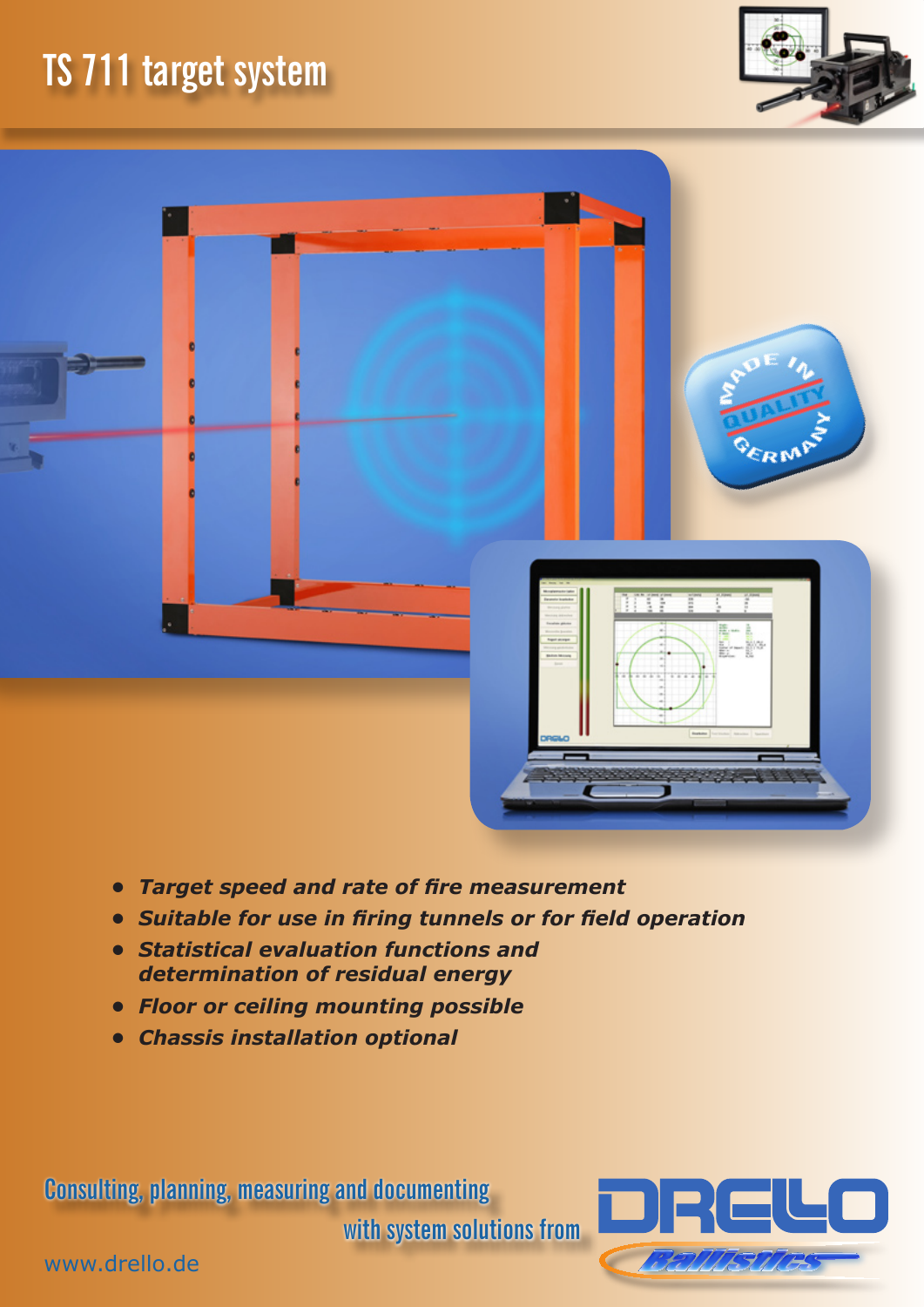# TS 711 target system

- ***Target speed and rate of fire measurement***
- ***Suitable for use in firing tunnels or for field operation***
- ***Statistical evaluation functions and determination of residual energy***
- ***Floor or ceiling mounting possible***
- ***Chassis installation optional***

Consulting, planning, measuring and documenting with system solutions from

DRELLO Ballistics

www.drello.de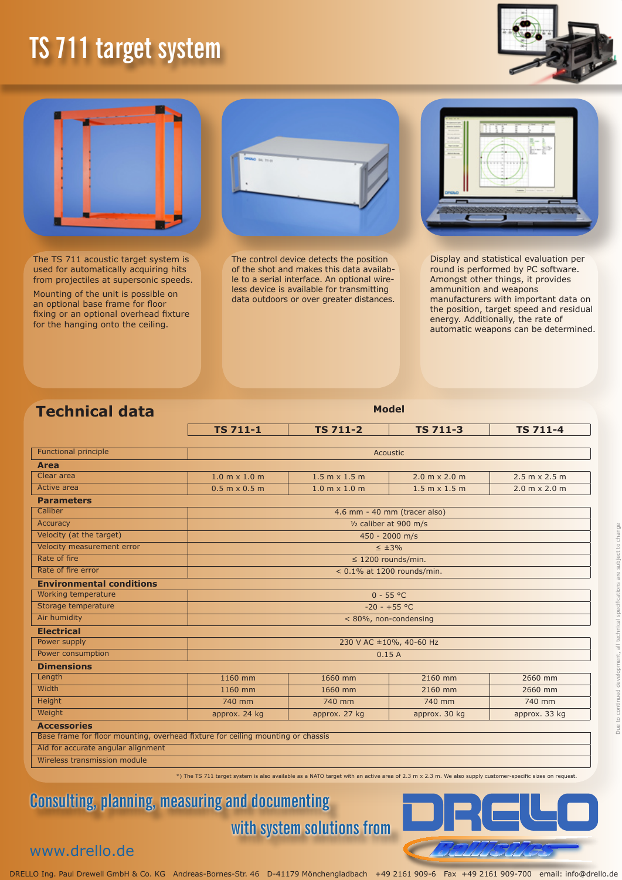# TS 711 target system

The TS 711 acoustic target system is used for automatically acquiring hits from projectiles at supersonic speeds.

Mounting of the unit is possible on an optional base frame for floor fixing or an optional overhead fixture for the hanging onto the ceiling.

The control device detects the position of the shot and makes this data available to a serial interface. An optional wireless device is available for transmitting data outdoors or over greater distances.

Display and statistical evaluation per round is performed by PC software. Amongst other things, it provides ammunition and weapons manufacturers with important data on the position, target speed and residual energy. Additionally, the rate of automatic weapons can be determined.

## Technical data

| | Model | | | |
|---|---|---|---|---|
| | **TS 711-1** | **TS 711-2** | **TS 711-3** | **TS 711-4** |
| Functional principle | Acoustic | | | |
| **Area** | | | | |
| Clear area | 1.0 m x 1.0 m | 1.5 m x 1.5 m | 2.0 m x 2.0 m | 2.5 m x 2.5 m |
| Active area | 0.5 m x 0.5 m | 1.0 m x 1.0 m | 1.5 m x 1.5 m | 2.0 m x 2.0 m |
| **Parameters** | | | | |
| Caliber | 4.6 mm - 40 mm (tracer also) | | | |
| Accuracy | ½ caliber at 900 m/s | | | |
| Velocity (at the target) | 450 - 2000 m/s | | | |
| Velocity measurement error | ≤ ±3% | | | |
| Rate of fire | ≤ 1200 rounds/min. | | | |
| Rate of fire error | < 0.1% at 1200 rounds/min. | | | |
| **Environmental conditions** | | | | |
| Working temperature | 0 - 55 °C | | | |
| Storage temperature | -20 - +55 °C | | | |
| Air humidity | < 80%, non-condensing | | | |
| **Electrical** | | | | |
| Power supply | 230 V AC ±10%, 40-60 Hz | | | |
| Power consumption | 0.15 A | | | |
| **Dimensions** | | | | |
| Length | 1160 mm | 1660 mm | 2160 mm | 2660 mm |
| Width | 1160 mm | 1660 mm | 2160 mm | 2660 mm |
| Height | 740 mm | 740 mm | 740 mm | 740 mm |
| Weight | approx. 24 kg | approx. 27 kg | approx. 30 kg | approx. 33 kg |
| **Accessories** | | | | |
| Base frame for floor mounting, overhead fixture for ceiling mounting or chassis | | | | |
| Aid for accurate angular alignment | | | | |
| Wireless transmission module | | | | |

*) The TS 711 target system is also available as a NATO target with an active area of 2.3 m x 2.3 m. We also supply customer-specific sizes on request.

Due to continued development, all technical specifications are subject to change

**Consulting, planning, measuring and documenting with system solutions from DRELLO Ballistics**

www.drello.de

DRELLO Ing. Paul Drewell GmbH & Co. KG Andreas-Bornes-Str. 46 D-41179 Mönchengladbach +49 2161 909-6 Fax +49 2161 909-700 email: info@drello.de